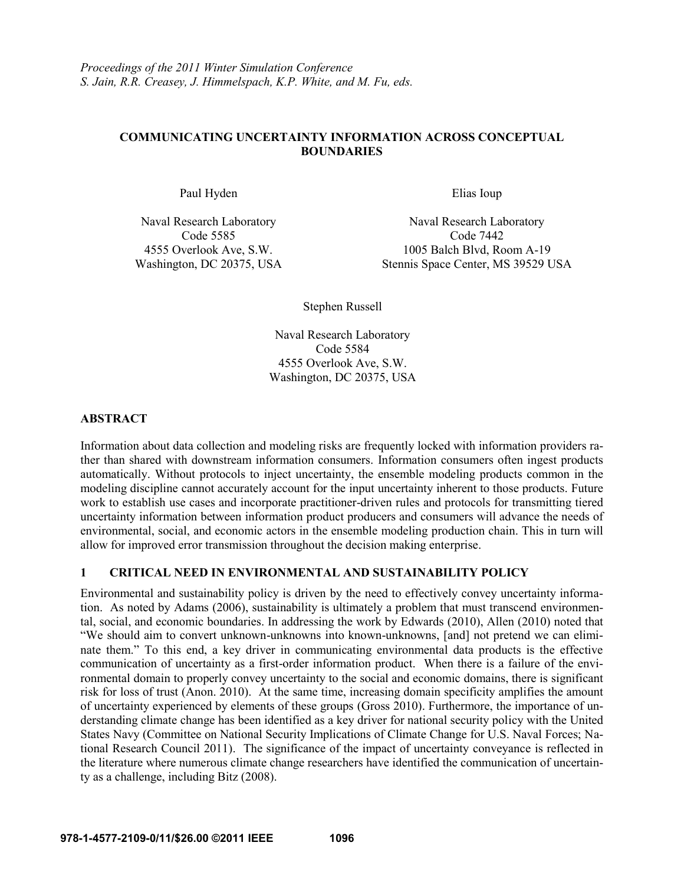*Proceedings of the 2011 Winter Simulation Conference*
*S. Jain, R.R. Creasey, J. Himmelspach, K.P. White, and M. Fu, eds.*

# COMMUNICATING UNCERTAINTY INFORMATION ACROSS CONCEPTUAL BOUNDARIES

Paul Hyden

Naval Research Laboratory
Code 5585
4555 Overlook Ave, S.W.
Washington, DC 20375, USA

Elias Ioup

Naval Research Laboratory
Code 7442
1005 Balch Blvd, Room A-19
Stennis Space Center, MS 39529 USA

Stephen Russell

Naval Research Laboratory
Code 5584
4555 Overlook Ave, S.W.
Washington, DC 20375, USA

## ABSTRACT

Information about data collection and modeling risks are frequently locked with information providers rather than shared with downstream information consumers. Information consumers often ingest products automatically. Without protocols to inject uncertainty, the ensemble modeling products common in the modeling discipline cannot accurately account for the input uncertainty inherent to those products. Future work to establish use cases and incorporate practitioner-driven rules and protocols for transmitting tiered uncertainty information between information product producers and consumers will advance the needs of environmental, social, and economic actors in the ensemble modeling production chain. This in turn will allow for improved error transmission throughout the decision making enterprise.

## 1 CRITICAL NEED IN ENVIRONMENTAL AND SUSTAINABILITY POLICY

Environmental and sustainability policy is driven by the need to effectively convey uncertainty information. As noted by Adams (2006), sustainability is ultimately a problem that must transcend environmental, social, and economic boundaries. In addressing the work by Edwards (2010), Allen (2010) noted that "We should aim to convert unknown-unknowns into known-unknowns, [and] not pretend we can eliminate them." To this end, a key driver in communicating environmental data products is the effective communication of uncertainty as a first-order information product. When there is a failure of the environmental domain to properly convey uncertainty to the social and economic domains, there is significant risk for loss of trust (Anon. 2010). At the same time, increasing domain specificity amplifies the amount of uncertainty experienced by elements of these groups (Gross 2010). Furthermore, the importance of understanding climate change has been identified as a key driver for national security policy with the United States Navy (Committee on National Security Implications of Climate Change for U.S. Naval Forces; National Research Council 2011). The significance of the impact of uncertainty conveyance is reflected in the literature where numerous climate change researchers have identified the communication of uncertainty as a challenge, including Bitz (2008).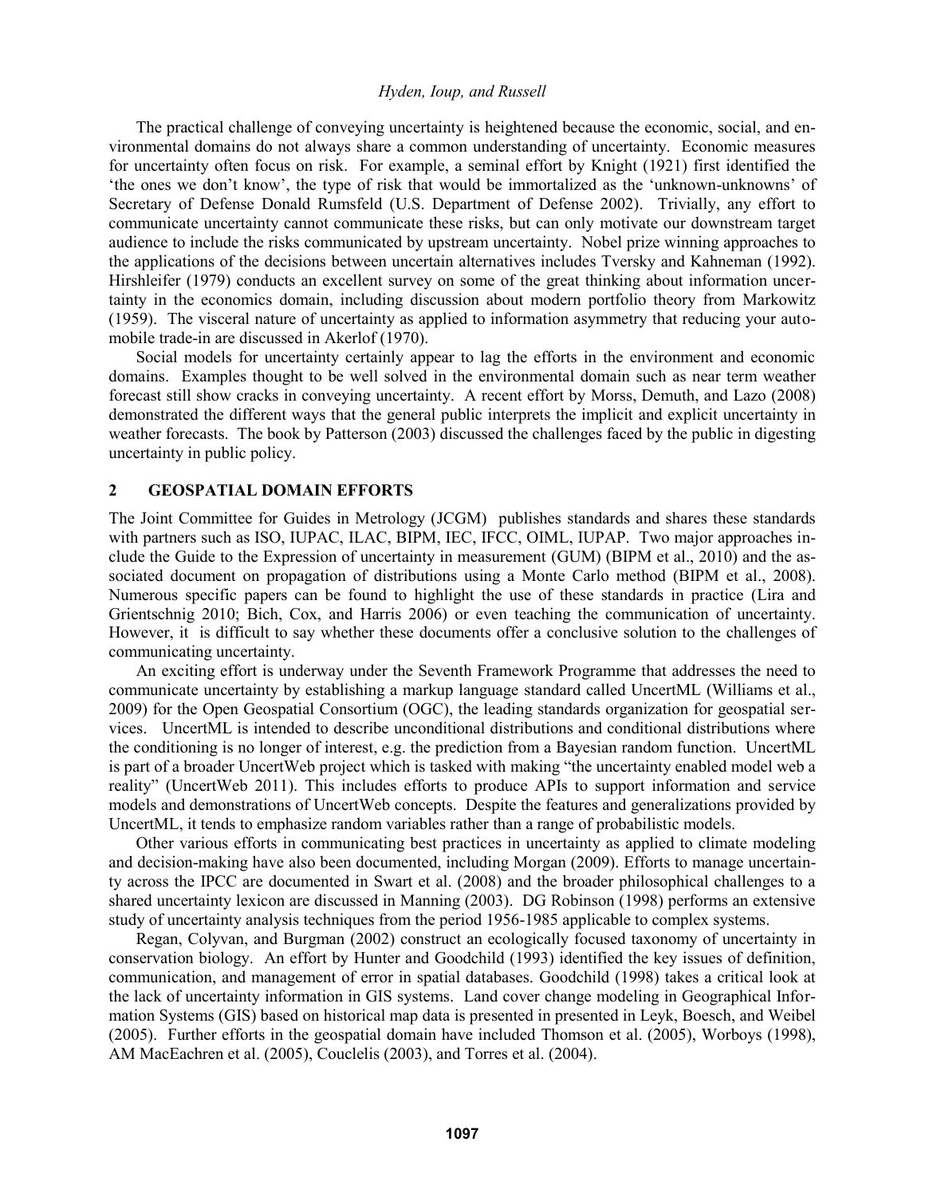The practical challenge of conveying uncertainty is heightened because the economic, social, and environmental domains do not always share a common understanding of uncertainty. Economic measures for uncertainty often focus on risk. For example, a seminal effort by Knight (1921) first identified the 'the ones we don't know', the type of risk that would be immortalized as the 'unknown-unknowns' of Secretary of Defense Donald Rumsfeld (U.S. Department of Defense 2002). Trivially, any effort to communicate uncertainty cannot communicate these risks, but can only motivate our downstream target audience to include the risks communicated by upstream uncertainty. Nobel prize winning approaches to the applications of the decisions between uncertain alternatives includes Tversky and Kahneman (1992). Hirshleifer (1979) conducts an excellent survey on some of the great thinking about information uncertainty in the economics domain, including discussion about modern portfolio theory from Markowitz (1959). The visceral nature of uncertainty as applied to information asymmetry that reducing your automobile trade-in are discussed in Akerlof (1970).

Social models for uncertainty certainly appear to lag the efforts in the environment and economic domains. Examples thought to be well solved in the environmental domain such as near term weather forecast still show cracks in conveying uncertainty. A recent effort by Morss, Demuth, and Lazo (2008) demonstrated the different ways that the general public interprets the implicit and explicit uncertainty in weather forecasts. The book by Patterson (2003) discussed the challenges faced by the public in digesting uncertainty in public policy.

## 2 GEOSPATIAL DOMAIN EFFORTS

The Joint Committee for Guides in Metrology (JCGM) publishes standards and shares these standards with partners such as ISO, IUPAC, ILAC, BIPM, IEC, IFCC, OIML, IUPAP. Two major approaches include the Guide to the Expression of uncertainty in measurement (GUM) (BIPM et al., 2010) and the associated document on propagation of distributions using a Monte Carlo method (BIPM et al., 2008). Numerous specific papers can be found to highlight the use of these standards in practice (Lira and Grientschnig 2010; Bich, Cox, and Harris 2006) or even teaching the communication of uncertainty. However, it is difficult to say whether these documents offer a conclusive solution to the challenges of communicating uncertainty.

An exciting effort is underway under the Seventh Framework Programme that addresses the need to communicate uncertainty by establishing a markup language standard called UncertML (Williams et al., 2009) for the Open Geospatial Consortium (OGC), the leading standards organization for geospatial services. UncertML is intended to describe unconditional distributions and conditional distributions where the conditioning is no longer of interest, e.g. the prediction from a Bayesian random function. UncertML is part of a broader UncertWeb project which is tasked with making "the uncertainty enabled model web a reality" (UncertWeb 2011). This includes efforts to produce APIs to support information and service models and demonstrations of UncertWeb concepts. Despite the features and generalizations provided by UncertML, it tends to emphasize random variables rather than a range of probabilistic models.

Other various efforts in communicating best practices in uncertainty as applied to climate modeling and decision-making have also been documented, including Morgan (2009). Efforts to manage uncertainty across the IPCC are documented in Swart et al. (2008) and the broader philosophical challenges to a shared uncertainty lexicon are discussed in Manning (2003). DG Robinson (1998) performs an extensive study of uncertainty analysis techniques from the period 1956-1985 applicable to complex systems.

Regan, Colyvan, and Burgman (2002) construct an ecologically focused taxonomy of uncertainty in conservation biology. An effort by Hunter and Goodchild (1993) identified the key issues of definition, communication, and management of error in spatial databases. Goodchild (1998) takes a critical look at the lack of uncertainty information in GIS systems. Land cover change modeling in Geographical Information Systems (GIS) based on historical map data is presented in presented in Leyk, Boesch, and Weibel (2005). Further efforts in the geospatial domain have included Thomson et al. (2005), Worboys (1998), AM MacEachren et al. (2005), Couclelis (2003), and Torres et al. (2004).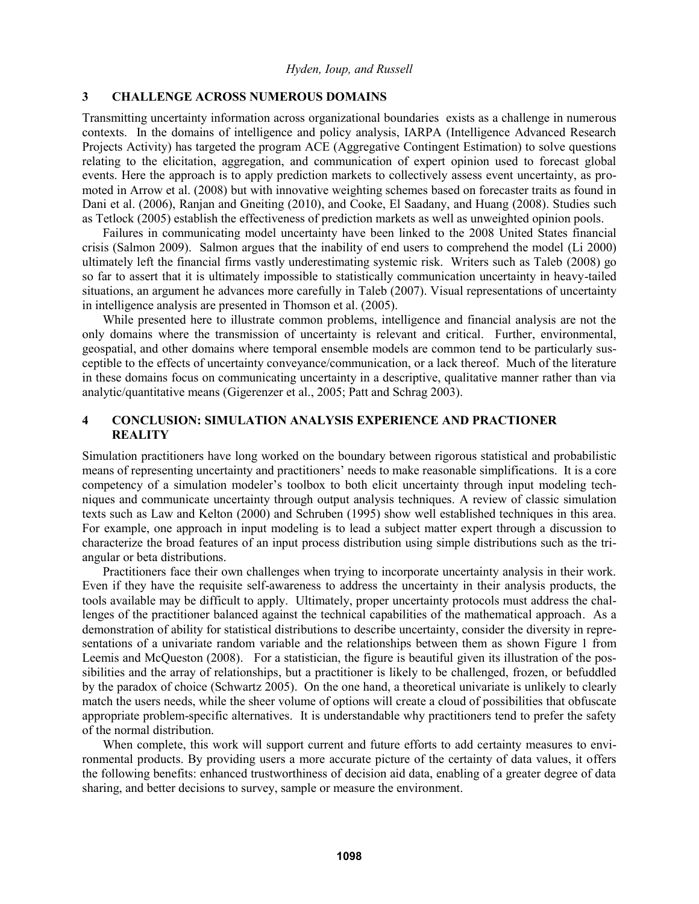## 3 CHALLENGE ACROSS NUMEROUS DOMAINS

Transmitting uncertainty information across organizational boundaries exists as a challenge in numerous contexts. In the domains of intelligence and policy analysis, IARPA (Intelligence Advanced Research Projects Activity) has targeted the program ACE (Aggregative Contingent Estimation) to solve questions relating to the elicitation, aggregation, and communication of expert opinion used to forecast global events. Here the approach is to apply prediction markets to collectively assess event uncertainty, as promoted in Arrow et al. (2008) but with innovative weighting schemes based on forecaster traits as found in Dani et al. (2006), Ranjan and Gneiting (2010), and Cooke, El Saadany, and Huang (2008). Studies such as Tetlock (2005) establish the effectiveness of prediction markets as well as unweighted opinion pools.

Failures in communicating model uncertainty have been linked to the 2008 United States financial crisis (Salmon 2009). Salmon argues that the inability of end users to comprehend the model (Li 2000) ultimately left the financial firms vastly underestimating systemic risk. Writers such as Taleb (2008) go so far to assert that it is ultimately impossible to statistically communication uncertainty in heavy-tailed situations, an argument he advances more carefully in Taleb (2007). Visual representations of uncertainty in intelligence analysis are presented in Thomson et al. (2005).

While presented here to illustrate common problems, intelligence and financial analysis are not the only domains where the transmission of uncertainty is relevant and critical. Further, environmental, geospatial, and other domains where temporal ensemble models are common tend to be particularly susceptible to the effects of uncertainty conveyance/communication, or a lack thereof. Much of the literature in these domains focus on communicating uncertainty in a descriptive, qualitative manner rather than via analytic/quantitative means (Gigerenzer et al., 2005; Patt and Schrag 2003).

## 4 CONCLUSION: SIMULATION ANALYSIS EXPERIENCE AND PRACTIONER REALITY

Simulation practitioners have long worked on the boundary between rigorous statistical and probabilistic means of representing uncertainty and practitioners' needs to make reasonable simplifications. It is a core competency of a simulation modeler's toolbox to both elicit uncertainty through input modeling techniques and communicate uncertainty through output analysis techniques. A review of classic simulation texts such as Law and Kelton (2000) and Schruben (1995) show well established techniques in this area. For example, one approach in input modeling is to lead a subject matter expert through a discussion to characterize the broad features of an input process distribution using simple distributions such as the triangular or beta distributions.

Practitioners face their own challenges when trying to incorporate uncertainty analysis in their work. Even if they have the requisite self-awareness to address the uncertainty in their analysis products, the tools available may be difficult to apply. Ultimately, proper uncertainty protocols must address the challenges of the practitioner balanced against the technical capabilities of the mathematical approach. As a demonstration of ability for statistical distributions to describe uncertainty, consider the diversity in representations of a univariate random variable and the relationships between them as shown Figure 1 from Leemis and McQueston (2008). For a statistician, the figure is beautiful given its illustration of the possibilities and the array of relationships, but a practitioner is likely to be challenged, frozen, or befuddled by the paradox of choice (Schwartz 2005). On the one hand, a theoretical univariate is unlikely to clearly match the users needs, while the sheer volume of options will create a cloud of possibilities that obfuscate appropriate problem-specific alternatives. It is understandable why practitioners tend to prefer the safety of the normal distribution.

When complete, this work will support current and future efforts to add certainty measures to environmental products. By providing users a more accurate picture of the certainty of data values, it offers the following benefits: enhanced trustworthiness of decision aid data, enabling of a greater degree of data sharing, and better decisions to survey, sample or measure the environment.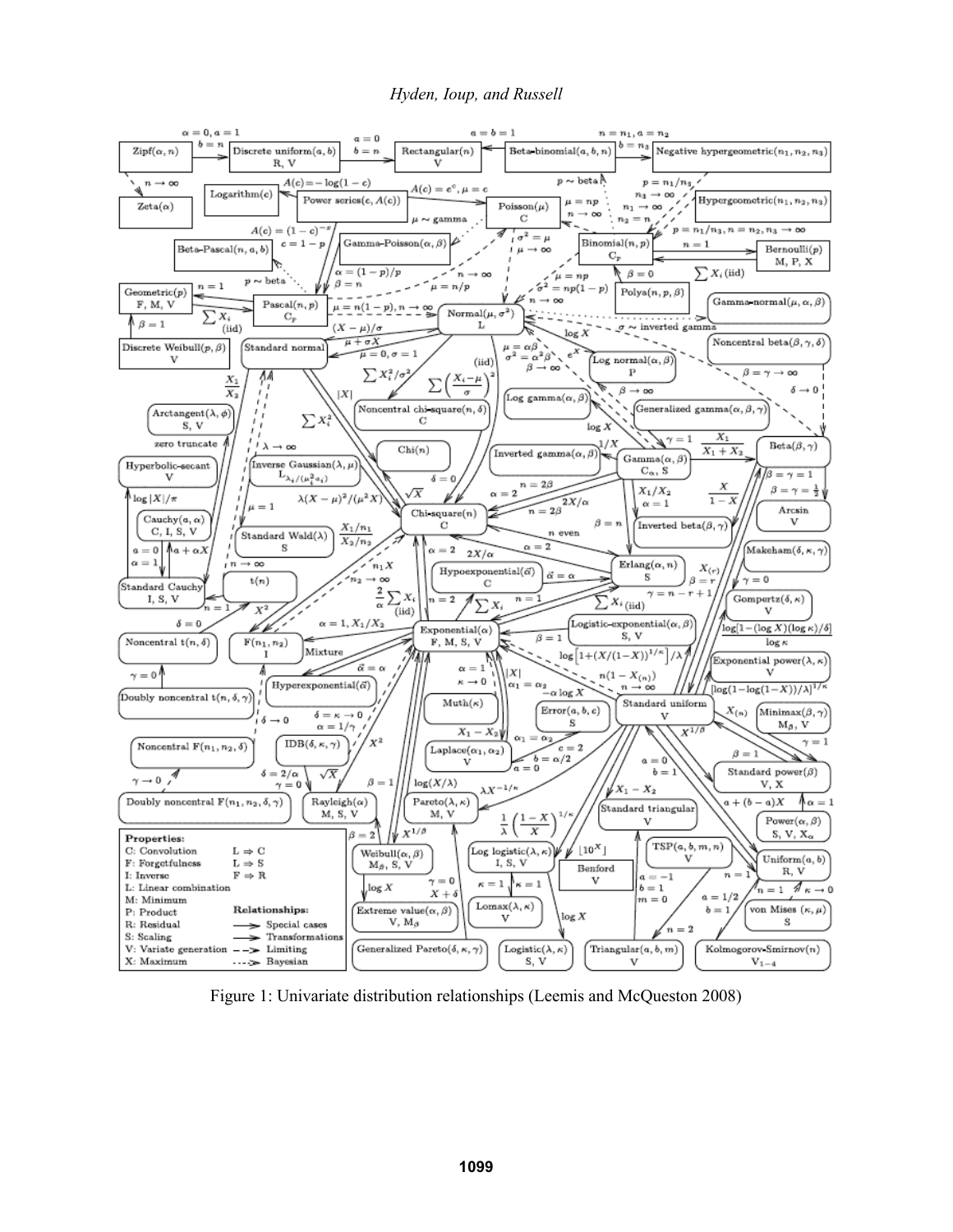Figure 1: Univariate distribution relationships (Leemis and McQueston 2008)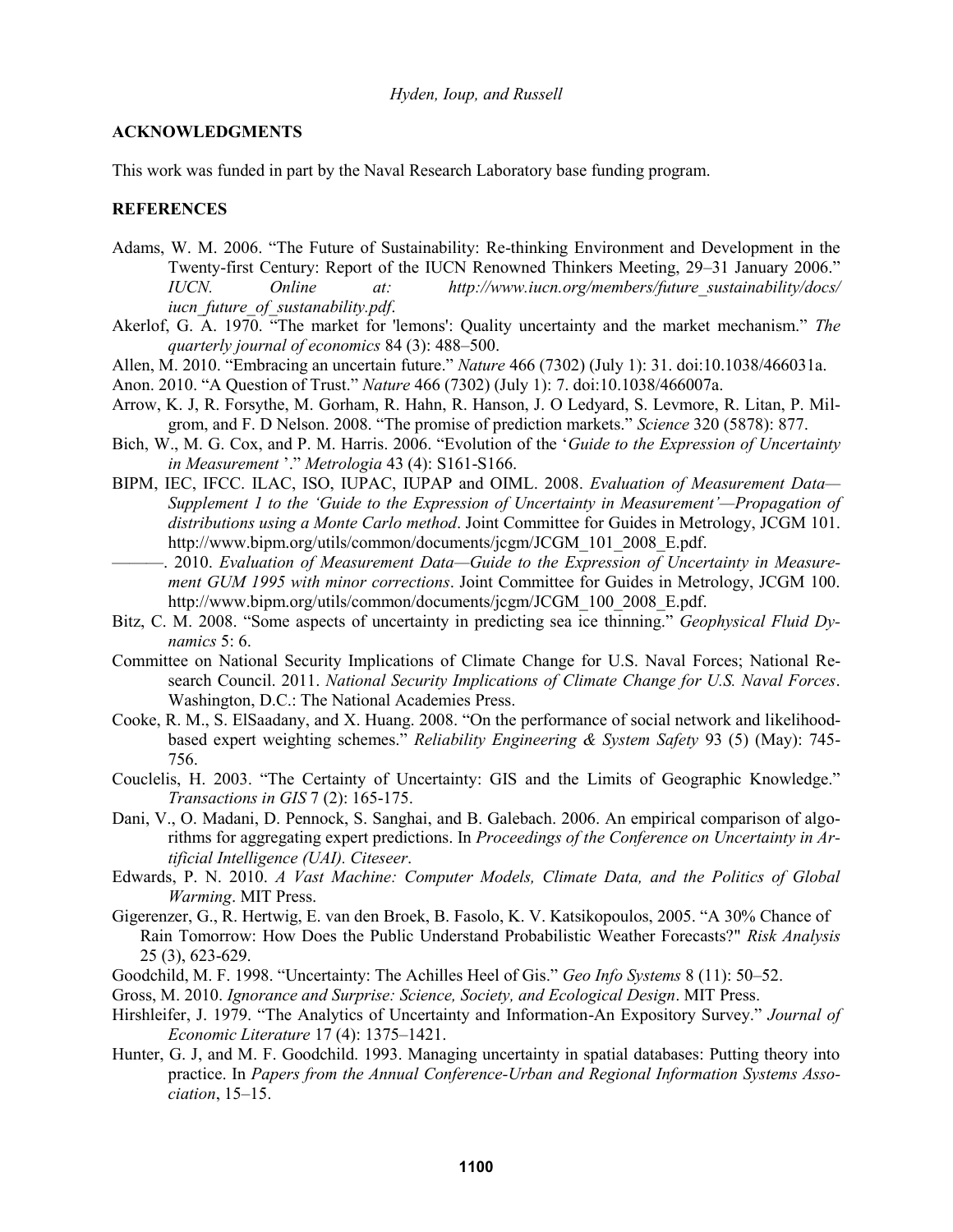## ACKNOWLEDGMENTS

This work was funded in part by the Naval Research Laboratory base funding program.

## REFERENCES

Adams, W. M. 2006. "The Future of Sustainability: Re-thinking Environment and Development in the Twenty-first Century: Report of the IUCN Renowned Thinkers Meeting, 29–31 January 2006." *IUCN. Online at: http://www.iucn.org/members/future_sustainability/docs/iucn_future_of_sustanability.pdf*.

Akerlof, G. A. 1970. "The market for 'lemons': Quality uncertainty and the market mechanism." *The quarterly journal of economics* 84 (3): 488–500.

Allen, M. 2010. "Embracing an uncertain future." *Nature* 466 (7302) (July 1): 31. doi:10.1038/466031a.

Anon. 2010. "A Question of Trust." *Nature* 466 (7302) (July 1): 7. doi:10.1038/466007a.

Arrow, K. J, R. Forsythe, M. Gorham, R. Hahn, R. Hanson, J. O Ledyard, S. Levmore, R. Litan, P. Milgrom, and F. D Nelson. 2008. "The promise of prediction markets." *Science* 320 (5878): 877.

Bich, W., M. G. Cox, and P. M. Harris. 2006. "Evolution of the '*Guide to the Expression of Uncertainty in Measurement* '." *Metrologia* 43 (4): S161-S166.

BIPM, IEC, IFCC. ILAC, ISO, IUPAC, IUPAP and OIML. 2008. *Evaluation of Measurement Data—Supplement 1 to the 'Guide to the Expression of Uncertainty in Measurement'—Propagation of distributions using a Monte Carlo method*. Joint Committee for Guides in Metrology, JCGM 101. http://www.bipm.org/utils/common/documents/jcgm/JCGM_101_2008_E.pdf.

———. 2010. *Evaluation of Measurement Data—Guide to the Expression of Uncertainty in Measurement GUM 1995 with minor corrections*. Joint Committee for Guides in Metrology, JCGM 100. http://www.bipm.org/utils/common/documents/jcgm/JCGM_100_2008_E.pdf.

Bitz, C. M. 2008. "Some aspects of uncertainty in predicting sea ice thinning." *Geophysical Fluid Dynamics* 5: 6.

Committee on National Security Implications of Climate Change for U.S. Naval Forces; National Research Council. 2011. *National Security Implications of Climate Change for U.S. Naval Forces*. Washington, D.C.: The National Academies Press.

Cooke, R. M., S. ElSaadany, and X. Huang. 2008. "On the performance of social network and likelihood-based expert weighting schemes." *Reliability Engineering & System Safety* 93 (5) (May): 745-756.

Couclelis, H. 2003. "The Certainty of Uncertainty: GIS and the Limits of Geographic Knowledge." *Transactions in GIS* 7 (2): 165-175.

Dani, V., O. Madani, D. Pennock, S. Sanghai, and B. Galebach. 2006. An empirical comparison of algorithms for aggregating expert predictions. In *Proceedings of the Conference on Uncertainty in Artificial Intelligence (UAI). Citeseer*.

Edwards, P. N. 2010. *A Vast Machine: Computer Models, Climate Data, and the Politics of Global Warming*. MIT Press.

Gigerenzer, G., R. Hertwig, E. van den Broek, B. Fasolo, K. V. Katsikopoulos, 2005. "A 30% Chance of Rain Tomorrow: How Does the Public Understand Probabilistic Weather Forecasts?" *Risk Analysis* 25 (3), 623-629.

Goodchild, M. F. 1998. "Uncertainty: The Achilles Heel of Gis." *Geo Info Systems* 8 (11): 50–52.

Gross, M. 2010. *Ignorance and Surprise: Science, Society, and Ecological Design*. MIT Press.

Hirshleifer, J. 1979. "The Analytics of Uncertainty and Information-An Expository Survey." *Journal of Economic Literature* 17 (4): 1375–1421.

Hunter, G. J, and M. F. Goodchild. 1993. Managing uncertainty in spatial databases: Putting theory into practice. In *Papers from the Annual Conference-Urban and Regional Information Systems Association*, 15–15.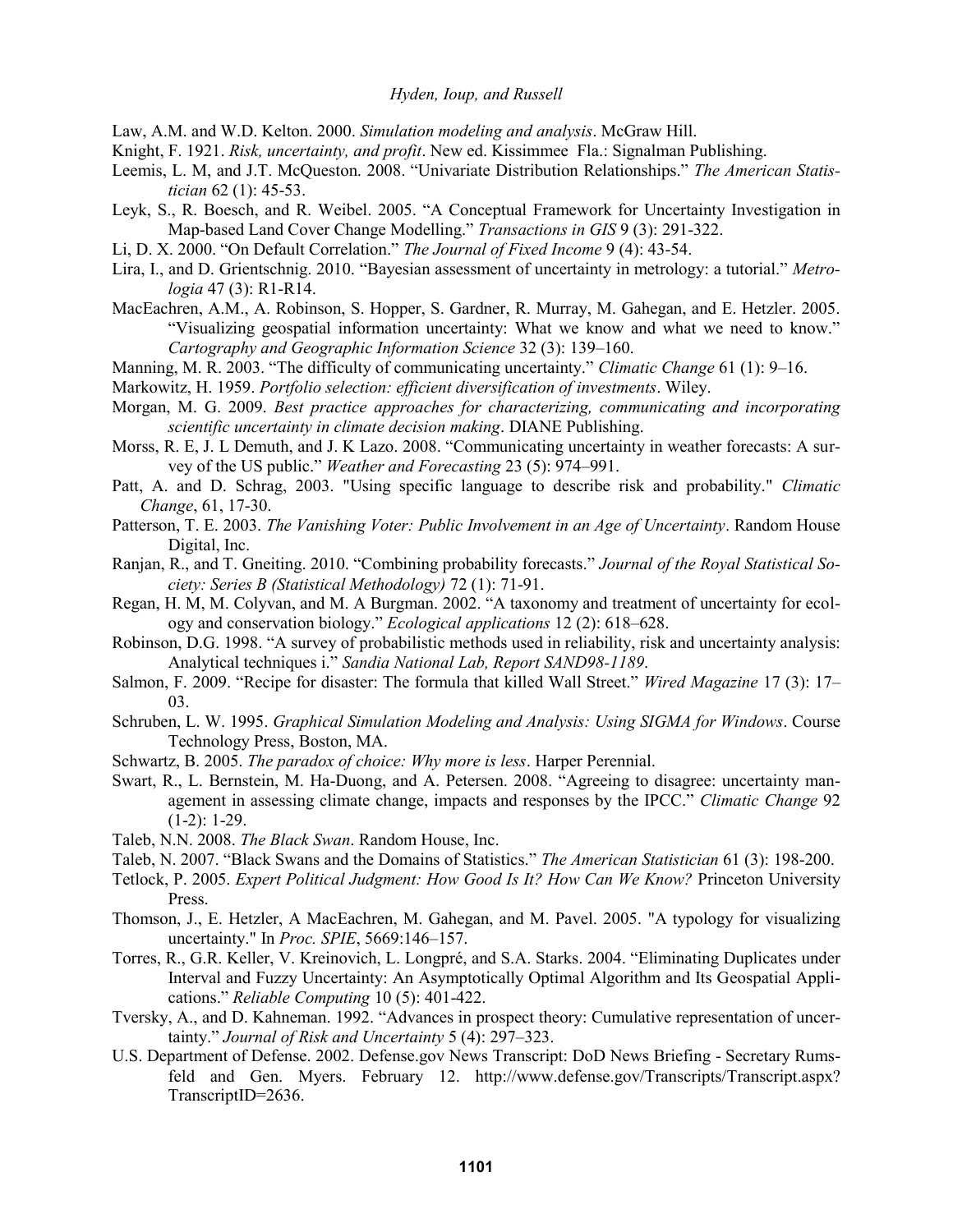Law, A.M. and W.D. Kelton. 2000. *Simulation modeling and analysis*. McGraw Hill.

Knight, F. 1921. *Risk, uncertainty, and profit*. New ed. Kissimmee Fla.: Signalman Publishing.

Leemis, L. M, and J.T. McQueston. 2008. "Univariate Distribution Relationships." *The American Statistician* 62 (1): 45-53.

Leyk, S., R. Boesch, and R. Weibel. 2005. "A Conceptual Framework for Uncertainty Investigation in Map-based Land Cover Change Modelling." *Transactions in GIS* 9 (3): 291-322.

Li, D. X. 2000. "On Default Correlation." *The Journal of Fixed Income* 9 (4): 43-54.

Lira, I., and D. Grientschnig. 2010. "Bayesian assessment of uncertainty in metrology: a tutorial." *Metrologia* 47 (3): R1-R14.

MacEachren, A.M., A. Robinson, S. Hopper, S. Gardner, R. Murray, M. Gahegan, and E. Hetzler. 2005. "Visualizing geospatial information uncertainty: What we know and what we need to know." *Cartography and Geographic Information Science* 32 (3): 139–160.

Manning, M. R. 2003. "The difficulty of communicating uncertainty." *Climatic Change* 61 (1): 9–16.

Markowitz, H. 1959. *Portfolio selection: efficient diversification of investments*. Wiley.

Morgan, M. G. 2009. *Best practice approaches for characterizing, communicating and incorporating scientific uncertainty in climate decision making*. DIANE Publishing.

Morss, R. E, J. L Demuth, and J. K Lazo. 2008. "Communicating uncertainty in weather forecasts: A survey of the US public." *Weather and Forecasting* 23 (5): 974–991.

Patt, A. and D. Schrag, 2003. "Using specific language to describe risk and probability." *Climatic Change*, 61, 17-30.

Patterson, T. E. 2003. *The Vanishing Voter: Public Involvement in an Age of Uncertainty*. Random House Digital, Inc.

Ranjan, R., and T. Gneiting. 2010. "Combining probability forecasts." *Journal of the Royal Statistical Society: Series B (Statistical Methodology)* 72 (1): 71-91.

Regan, H. M, M. Colyvan, and M. A Burgman. 2002. "A taxonomy and treatment of uncertainty for ecology and conservation biology." *Ecological applications* 12 (2): 618–628.

Robinson, D.G. 1998. "A survey of probabilistic methods used in reliability, risk and uncertainty analysis: Analytical techniques i." *Sandia National Lab, Report SAND98-1189*.

Salmon, F. 2009. "Recipe for disaster: The formula that killed Wall Street." *Wired Magazine* 17 (3): 17–03.

Schruben, L. W. 1995. *Graphical Simulation Modeling and Analysis: Using SIGMA for Windows*. Course Technology Press, Boston, MA.

Schwartz, B. 2005. *The paradox of choice: Why more is less*. Harper Perennial.

Swart, R., L. Bernstein, M. Ha-Duong, and A. Petersen. 2008. "Agreeing to disagree: uncertainty management in assessing climate change, impacts and responses by the IPCC." *Climatic Change* 92 (1-2): 1-29.

Taleb, N.N. 2008. *The Black Swan*. Random House, Inc.

Taleb, N. 2007. "Black Swans and the Domains of Statistics." *The American Statistician* 61 (3): 198-200.

Tetlock, P. 2005. *Expert Political Judgment: How Good Is It? How Can We Know?* Princeton University Press.

Thomson, J., E. Hetzler, A MacEachren, M. Gahegan, and M. Pavel. 2005. "A typology for visualizing uncertainty." In *Proc. SPIE*, 5669:146–157.

Torres, R., G.R. Keller, V. Kreinovich, L. Longpré, and S.A. Starks. 2004. "Eliminating Duplicates under Interval and Fuzzy Uncertainty: An Asymptotically Optimal Algorithm and Its Geospatial Applications." *Reliable Computing* 10 (5): 401-422.

Tversky, A., and D. Kahneman. 1992. "Advances in prospect theory: Cumulative representation of uncertainty." *Journal of Risk and Uncertainty* 5 (4): 297–323.

U.S. Department of Defense. 2002. Defense.gov News Transcript: DoD News Briefing - Secretary Rumsfeld and Gen. Myers. February 12. http://www.defense.gov/Transcripts/Transcript.aspx?TranscriptID=2636.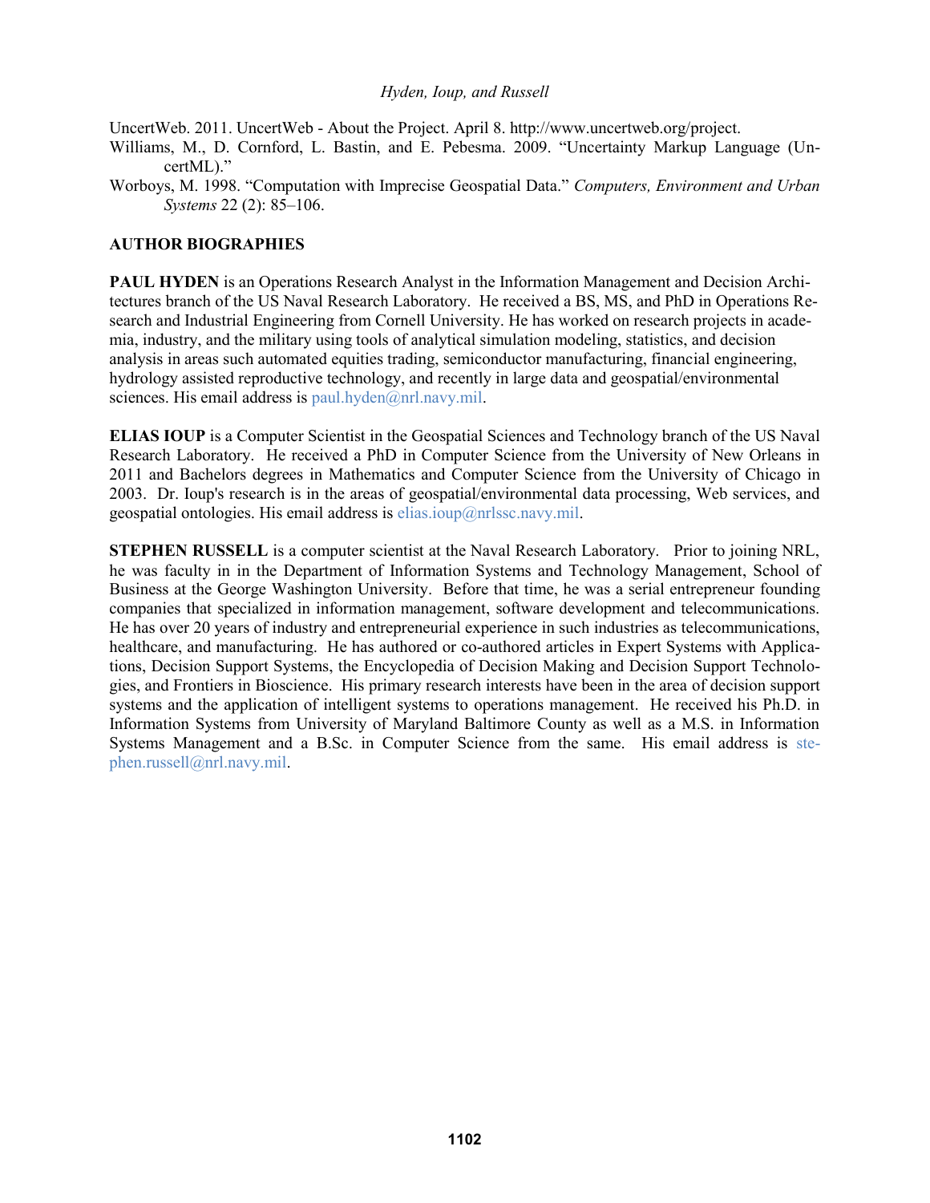UncertWeb. 2011. UncertWeb - About the Project. April 8. http://www.uncertweb.org/project.

Williams, M., D. Cornford, L. Bastin, and E. Pebesma. 2009. "Uncertainty Markup Language (UncertML)."

Worboys, M. 1998. "Computation with Imprecise Geospatial Data." *Computers, Environment and Urban Systems* 22 (2): 85–106.

## AUTHOR BIOGRAPHIES

**PAUL HYDEN** is an Operations Research Analyst in the Information Management and Decision Architectures branch of the US Naval Research Laboratory. He received a BS, MS, and PhD in Operations Research and Industrial Engineering from Cornell University. He has worked on research projects in academia, industry, and the military using tools of analytical simulation modeling, statistics, and decision analysis in areas such automated equities trading, semiconductor manufacturing, financial engineering, hydrology assisted reproductive technology, and recently in large data and geospatial/environmental sciences. His email address is paul.hyden@nrl.navy.mil.

**ELIAS IOUP** is a Computer Scientist in the Geospatial Sciences and Technology branch of the US Naval Research Laboratory. He received a PhD in Computer Science from the University of New Orleans in 2011 and Bachelors degrees in Mathematics and Computer Science from the University of Chicago in 2003. Dr. Ioup's research is in the areas of geospatial/environmental data processing, Web services, and geospatial ontologies. His email address is elias.ioup@nrlssc.navy.mil.

**STEPHEN RUSSELL** is a computer scientist at the Naval Research Laboratory. Prior to joining NRL, he was faculty in in the Department of Information Systems and Technology Management, School of Business at the George Washington University. Before that time, he was a serial entrepreneur founding companies that specialized in information management, software development and telecommunications. He has over 20 years of industry and entrepreneurial experience in such industries as telecommunications, healthcare, and manufacturing. He has authored or co-authored articles in Expert Systems with Applications, Decision Support Systems, the Encyclopedia of Decision Making and Decision Support Technologies, and Frontiers in Bioscience. His primary research interests have been in the area of decision support systems and the application of intelligent systems to operations management. He received his Ph.D. in Information Systems from University of Maryland Baltimore County as well as a M.S. in Information Systems Management and a B.Sc. in Computer Science from the same. His email address is stephen.russell@nrl.navy.mil.